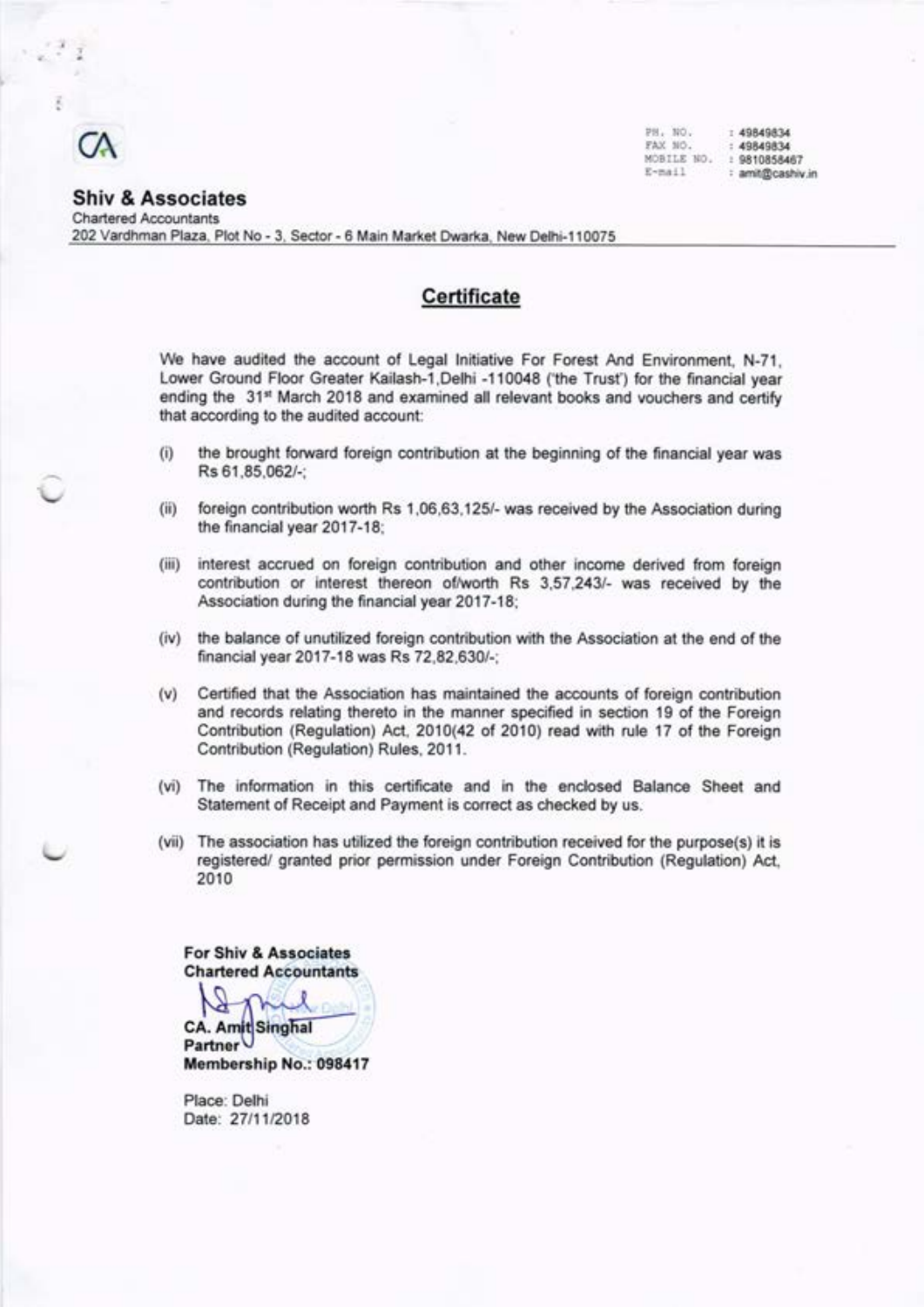CA

PH. NO. : 49849834
FAX NO. : 49849834
MOBILE NO. : 9810858467
E-mail : amit@cashiv.in

**Shiv & Associates**
Chartered Accountants
202 Vardhman Plaza, Plot No - 3, Sector - 6 Main Market Dwarka, New Delhi-110075

## Certificate

We have audited the account of Legal Initiative For Forest And Environment, N-71, Lower Ground Floor Greater Kailash-1,Delhi -110048 ('the Trust') for the financial year ending the 31st March 2018 and examined all relevant books and vouchers and certify that according to the audited account:

(i) the brought forward foreign contribution at the beginning of the financial year was Rs 61,85,062/-;

(ii) foreign contribution worth Rs 1,06,63,125/- was received by the Association during the financial year 2017-18;

(iii) interest accrued on foreign contribution and other income derived from foreign contribution or interest thereon of/worth Rs 3,57,243/- was received by the Association during the financial year 2017-18;

(iv) the balance of unutilized foreign contribution with the Association at the end of the financial year 2017-18 was Rs 72,82,630/-;

(v) Certified that the Association has maintained the accounts of foreign contribution and records relating thereto in the manner specified in section 19 of the Foreign Contribution (Regulation) Act, 2010(42 of 2010) read with rule 17 of the Foreign Contribution (Regulation) Rules, 2011.

(vi) The information in this certificate and in the enclosed Balance Sheet and Statement of Receipt and Payment is correct as checked by us.

(vii) The association has utilized the foreign contribution received for the purpose(s) it is registered/ granted prior permission under Foreign Contribution (Regulation) Act, 2010

**For Shiv & Associates**
**Chartered Accountants**

**CA. Amit Singhal**
**Partner**
**Membership No.: 098417**

Place: Delhi
Date: 27/11/2018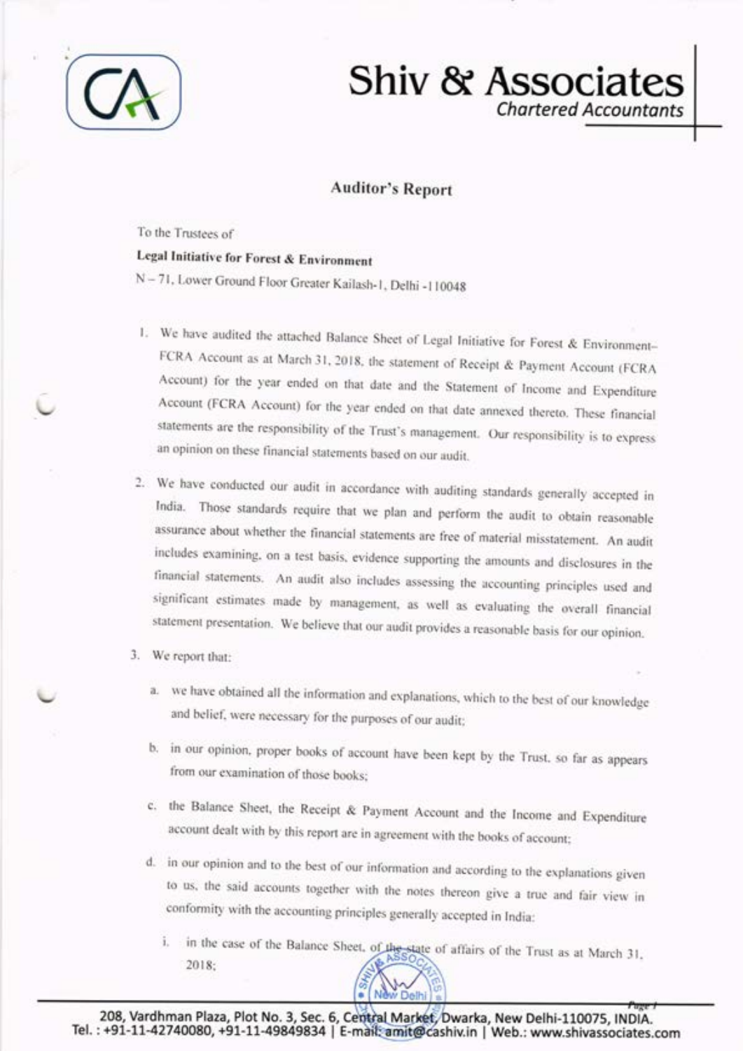# Shiv & Associates
*Chartered Accountants*

## Auditor's Report

To the Trustees of

**Legal Initiative for Forest & Environment**

N – 71, Lower Ground Floor Greater Kailash-1, Delhi -110048

1. We have audited the attached Balance Sheet of Legal Initiative for Forest & Environment– FCRA Account as at March 31, 2018, the statement of Receipt & Payment Account (FCRA Account) for the year ended on that date and the Statement of Income and Expenditure Account (FCRA Account) for the year ended on that date annexed thereto. These financial statements are the responsibility of the Trust's management. Our responsibility is to express an opinion on these financial statements based on our audit.

2. We have conducted our audit in accordance with auditing standards generally accepted in India. Those standards require that we plan and perform the audit to obtain reasonable assurance about whether the financial statements are free of material misstatement. An audit includes examining, on a test basis, evidence supporting the amounts and disclosures in the financial statements. An audit also includes assessing the accounting principles used and significant estimates made by management, as well as evaluating the overall financial statement presentation. We believe that our audit provides a reasonable basis for our opinion.

3. We report that:

   a. we have obtained all the information and explanations, which to the best of our knowledge and belief, were necessary for the purposes of our audit;

   b. in our opinion, proper books of account have been kept by the Trust, so far as appears from our examination of those books;

   c. the Balance Sheet, the Receipt & Payment Account and the Income and Expenditure account dealt with by this report are in agreement with the books of account;

   d. in our opinion and to the best of our information and according to the explanations given to us, the said accounts together with the notes thereon give a true and fair view in conformity with the accounting principles generally accepted in India:

      i. in the case of the Balance Sheet, of the state of affairs of the Trust as at March 31, 2018;

208, Vardhman Plaza, Plot No. 3, Sec. 6, Central Market, Dwarka, New Delhi-110075, INDIA.
Tel. : +91-11-42740080, +91-11-49849834 | E-mail: amit@cashiv.in | Web.: www.shivassociates.com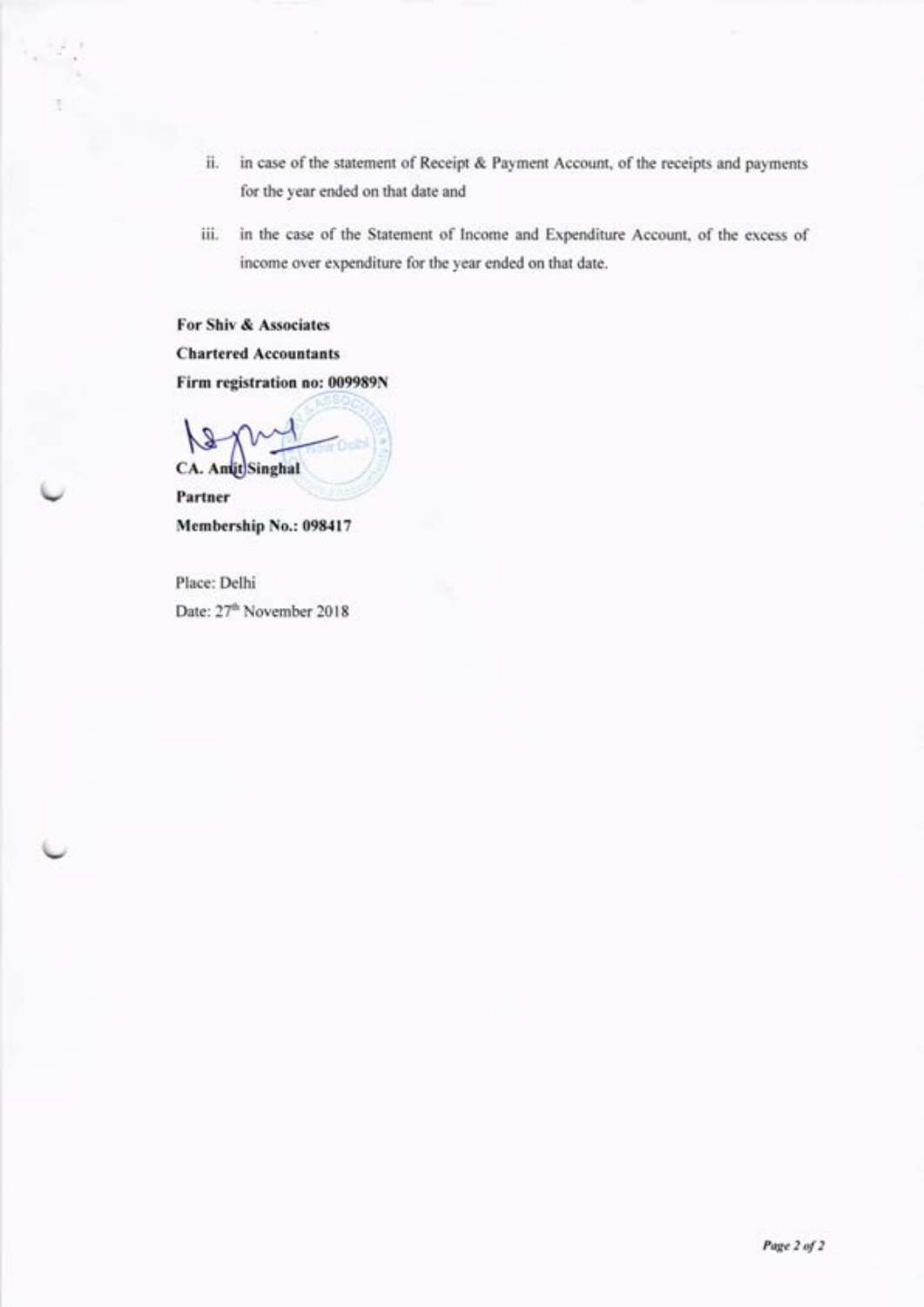ii. in case of the statement of Receipt & Payment Account, of the receipts and payments for the year ended on that date and

iii. in the case of the Statement of Income and Expenditure Account, of the excess of income over expenditure for the year ended on that date.

**For Shiv & Associates**
**Chartered Accountants**
**Firm registration no: 009989N**

**CA. Amit Singhal**
**Partner**
**Membership No.: 098417**

Place: Delhi
Date: 27th November 2018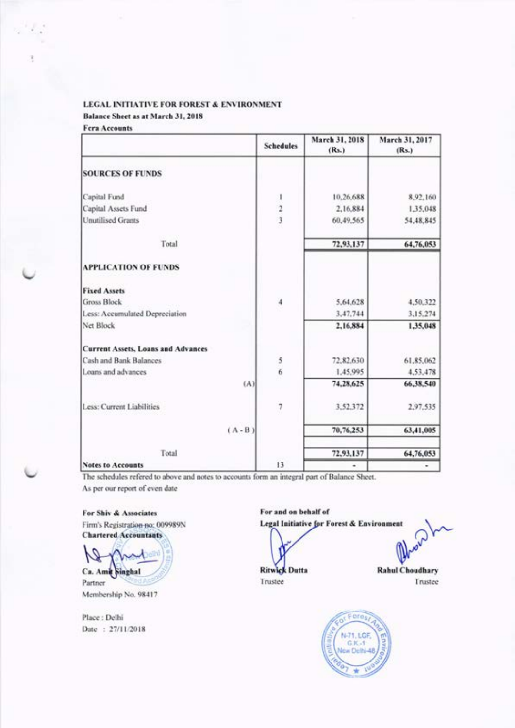**LEGAL INITIATIVE FOR FOREST & ENVIRONMENT**

**Balance Sheet as at March 31, 2018**

**Fcra Accounts**

| | Schedules | March 31, 2018 (Rs.) | March 31, 2017 (Rs.) |
|---|---|---|---|
| **SOURCES OF FUNDS** | | | |
| Capital Fund | 1 | 10,26,688 | 8,92,160 |
| Capital Assets Fund | 2 | 2,16,884 | 1,35,048 |
| Unutilised Grants | 3 | 60,49,565 | 54,48,845 |
| Total | | 72,93,137 | 64,76,053 |
| **APPLICATION OF FUNDS** | | | |
| **Fixed Assets** | | | |
| Gross Block | 4 | 5,64,628 | 4,50,322 |
| Less: Accumulated Depreciation | | 3,47,744 | 3,15,274 |
| Net Block | | 2,16,884 | 1,35,048 |
| **Current Assets, Loans and Advances** | | | |
| Cash and Bank Balances | 5 | 72,82,630 | 61,85,062 |
| Loans and advances | 6 | 1,45,995 | 4,53,478 |
| (A) | | 74,28,625 | 66,38,540 |
| Less: Current Liabilities | 7 | 3,52,372 | 2,97,535 |
| (A - B) | | 70,76,253 | 63,41,005 |
| Total | | 72,93,137 | 64,76,053 |
| **Notes to Accounts** | 13 | - | - |

The schedules refered to above and notes to accounts form an integral part of Balance Sheet.

As per our report of even date

**For Shiv & Associates**
Firm's Registration no: 009989N
**Chartered Accountants**

**Ca. Amit Singhal**
Partner
Membership No. 98417

Place : Delhi
Date : 27/11/2018

**For and on behalf of**
**Legal Initiative for Forest & Environment**

**Ritwick Dutta**
Trustee

**Rahul Choudhary**
Trustee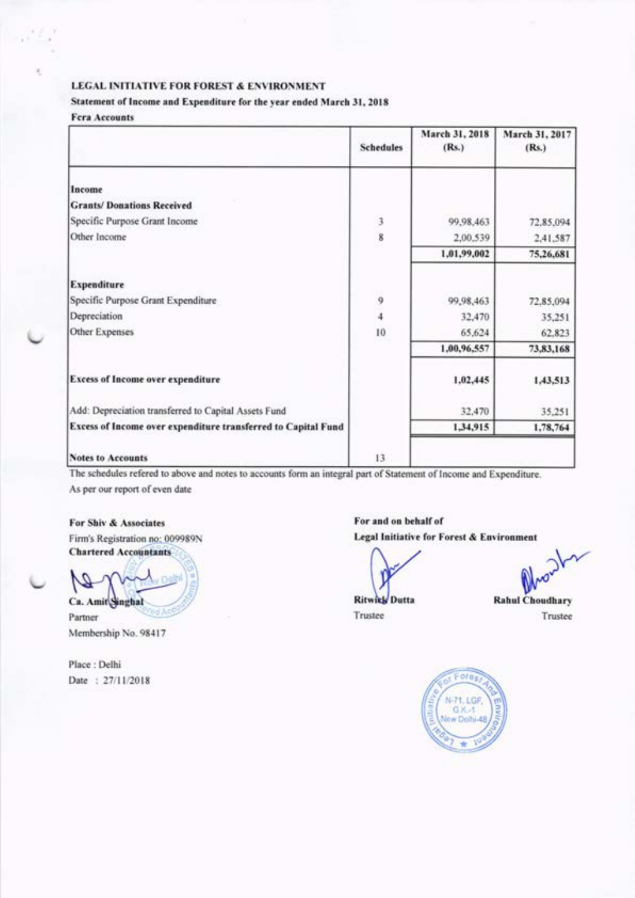**LEGAL INITIATIVE FOR FOREST & ENVIRONMENT**

**Statement of Income and Expenditure for the year ended March 31, 2018**

**Fera Accounts**

| | Schedules | March 31, 2018 (Rs.) | March 31, 2017 (Rs.) |
|---|---|---|---|
| **Income** | | | |
| **Grants/ Donations Received** | | | |
| Specific Purpose Grant Income | 3 | 99,98,463 | 72,85,094 |
| Other Income | 8 | 2,00,539 | 2,41,587 |
| | | **1,01,99,002** | **75,26,681** |
| **Expenditure** | | | |
| Specific Purpose Grant Expenditure | 9 | 99,98,463 | 72,85,094 |
| Depreciation | 4 | 32,470 | 35,251 |
| Other Expenses | 10 | 65,624 | 62,823 |
| | | **1,00,96,557** | **73,83,168** |
| **Excess of Income over expenditure** | | **1,02,445** | **1,43,513** |
| Add: Depreciation transferred to Capital Assets Fund | | 32,470 | 35,251 |
| **Excess of Income over expenditure transferred to Capital Fund** | | **1,34,915** | **1,78,764** |
| **Notes to Accounts** | 13 | | |

The schedules refered to above and notes to accounts form an integral part of Statement of Income and Expenditure.

As per our report of even date

**For Shiv & Associates**
Firm's Registration no: 009989N
**Chartered Accountants**

**Ca. Amit Singhal**
Partner
Membership No. 98417

Place : Delhi
Date : 27/11/2018

**For and on behalf of**
**Legal Initiative for Forest & Environment**

**Ritwick Dutta**
Trustee

**Rahul Choudhary**
Trustee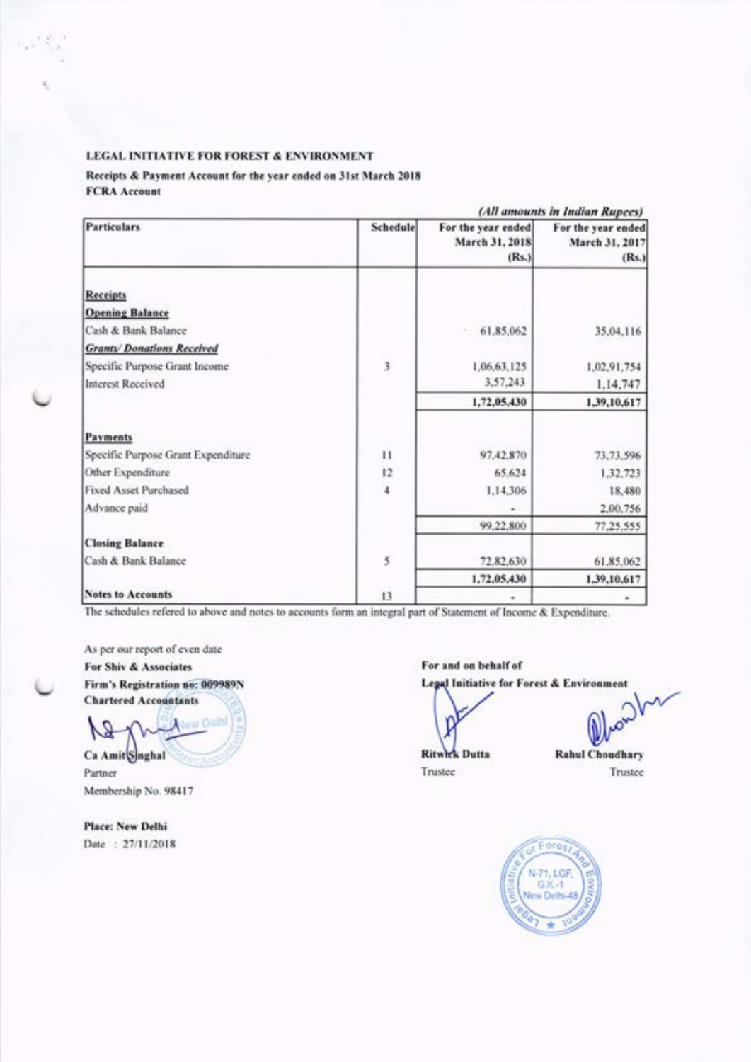**LEGAL INITIATIVE FOR FOREST & ENVIRONMENT**

**Receipts & Payment Account for the year ended on 31st March 2018**

**FCRA Account**

*(All amounts in Indian Rupees)*

| Particulars | Schedule | For the year ended March 31, 2018 (Rs.) | For the year ended March 31, 2017 (Rs.) |
|---|---|---|---|
| **Receipts** | | | |
| **Opening Balance** | | | |
| Cash & Bank Balance | | 61,85,062 | 35,04,116 |
| ***Grants/ Donations Received*** | | | |
| Specific Purpose Grant Income | 3 | 1,06,63,125 | 1,02,91,754 |
| Interest Received | | 3,57,243 | 1,14,747 |
| | | **1,72,05,430** | **1,39,10,617** |
| **Payments** | | | |
| Specific Purpose Grant Expenditure | 11 | 97,42,870 | 73,73,596 |
| Other Expenditure | 12 | 65,624 | 1,32,723 |
| Fixed Asset Purchased | 4 | 1,14,306 | 18,480 |
| Advance paid | | - | 2,00,756 |
| | | 99,22,800 | 77,25,555 |
| **Closing Balance** | | | |
| Cash & Bank Balance | 5 | 72,82,630 | 61,85,062 |
| | | **1,72,05,430** | **1,39,10,617** |
| **Notes to Accounts** | 13 | - | - |

The schedules refered to above and notes to accounts form an integral part of Statement of Income & Expenditure.

As per our report of even date

**For Shiv & Associates**

**Firm's Registration no: 009989N**

**Chartered Accountants**

**Ca Amit Singhal**

Partner

Membership No. 98417

**Place: New Delhi**

Date : 27/11/2018

**For and on behalf of**

**Legal Initiative for Forest & Environment**

**Ritwick Dutta**

Trustee

**Rahul Choudhary**

Trustee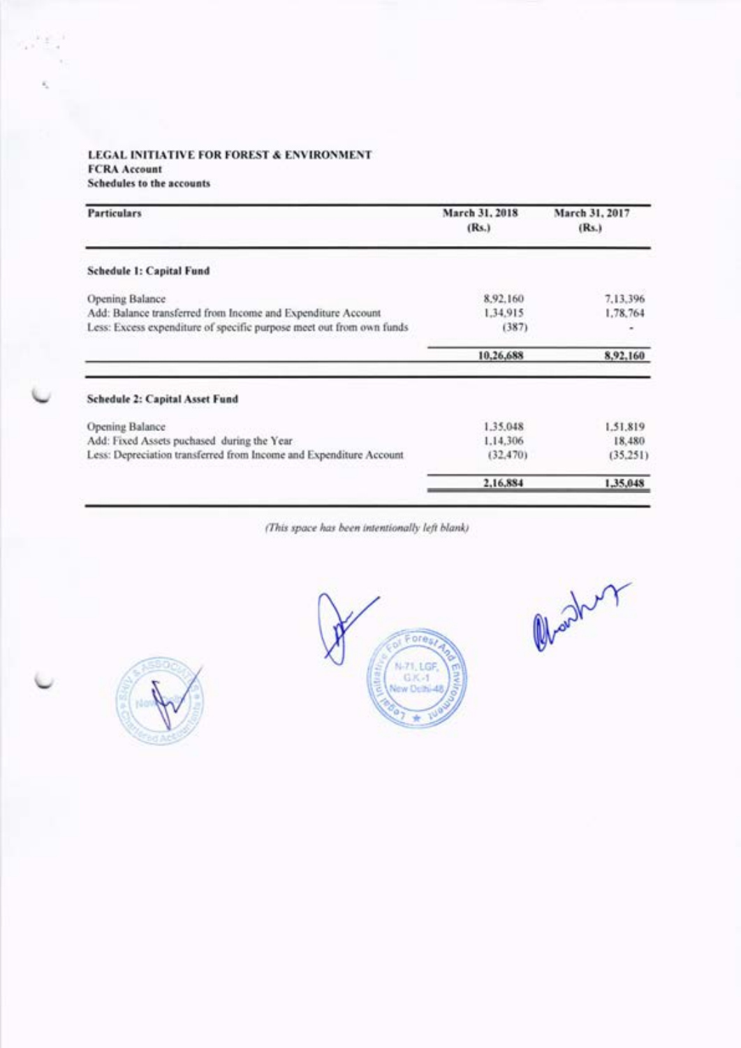**LEGAL INITIATIVE FOR FOREST & ENVIRONMENT**
**FCRA Account**
**Schedules to the accounts**

| Particulars | March 31, 2018 (Rs.) | March 31, 2017 (Rs.) |
|---|---|---|
| **Schedule 1: Capital Fund** | | |
| Opening Balance | 8,92,160 | 7,13,396 |
| Add: Balance transferred from Income and Expenditure Account | 1,34,915 | 1,78,764 |
| Less: Excess expenditure of specific purpose meet out from own funds | (387) | - |
| | **10,26,688** | **8,92,160** |
| **Schedule 2: Capital Asset Fund** | | |
| Opening Balance | 1,35,048 | 1,51,819 |
| Add: Fixed Assets puchased during the Year | 1,14,306 | 18,480 |
| Less: Depreciation transferred from Income and Expenditure Account | (32,470) | (35,251) |
| | **2,16,884** | **1,35,048** |

*(This space has been intentionally left blank)*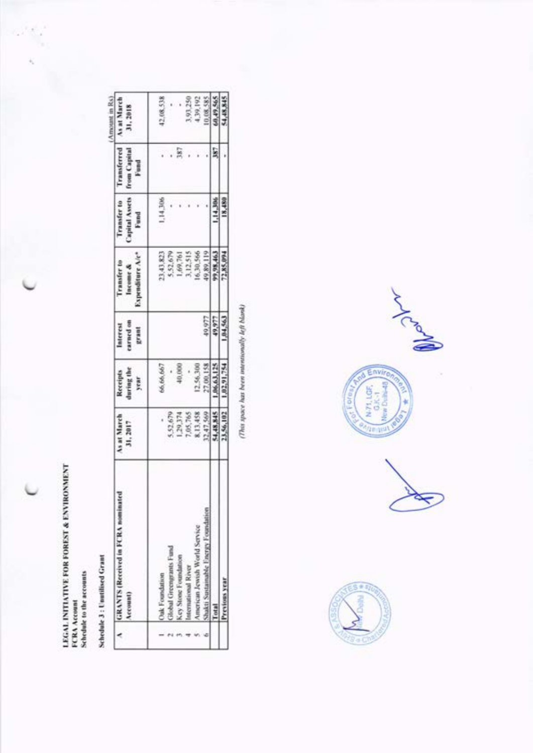**LEGAL INITIATIVE FOR FOREST & ENVIRONMENT**
**FCRA Account**
**Schedule to the accounts**

**Schedule 3 : Unutilised Grant**

(Amount in Rs)

| A | GRANTS (Received in FCRA nominated Account) | As at March 31, 2017 | Receipts during the year | Interest earned on grant | Transfer to Income & Expenditure A/c* | Transfer to Capital Assets Fund | Transferred from Capital Fund | As at March 31, 2018 |
|---|---|---|---|---|---|---|---|---|
| 1 | Oak Foundation | - | 66,66,667 | | 23,43,823 | 1,14,306 | - | 42,08,538 |
| 2 | Global Greengrants Fund | 5,52,679 | - | | 5,52,679 | - | - | - |
| 3 | Key Stone Foundation | 1,29,374 | 40,000 | | 1,69,761 | - | 387 | - |
| 4 | International River | 7,05,765 | - | | 3,12,515 | - | - | 3,93,250 |
| 5 | American Jewish World Service | 8,13,458 | 12,56,300 | | 16,30,566 | - | - | 4,39,192 |
| 6 | Shakti Sustainable Energy Foundation | 32,47,569 | 27,00,158 | 49,977 | 49,89,119 | - | - | 10,08,585 |
| | **Total** | **54,48,845** | **1,06,63,125** | **49,977** | **99,98,463** | **1,14,306** | **387** | **60,49,565** |
| | **Previous year** | **23,56,102** | **1,02,91,754** | **1,04,563** | **72,85,094** | **18,480** | **-** | **54,48,845** |

*(This space has been intentionally left blank)*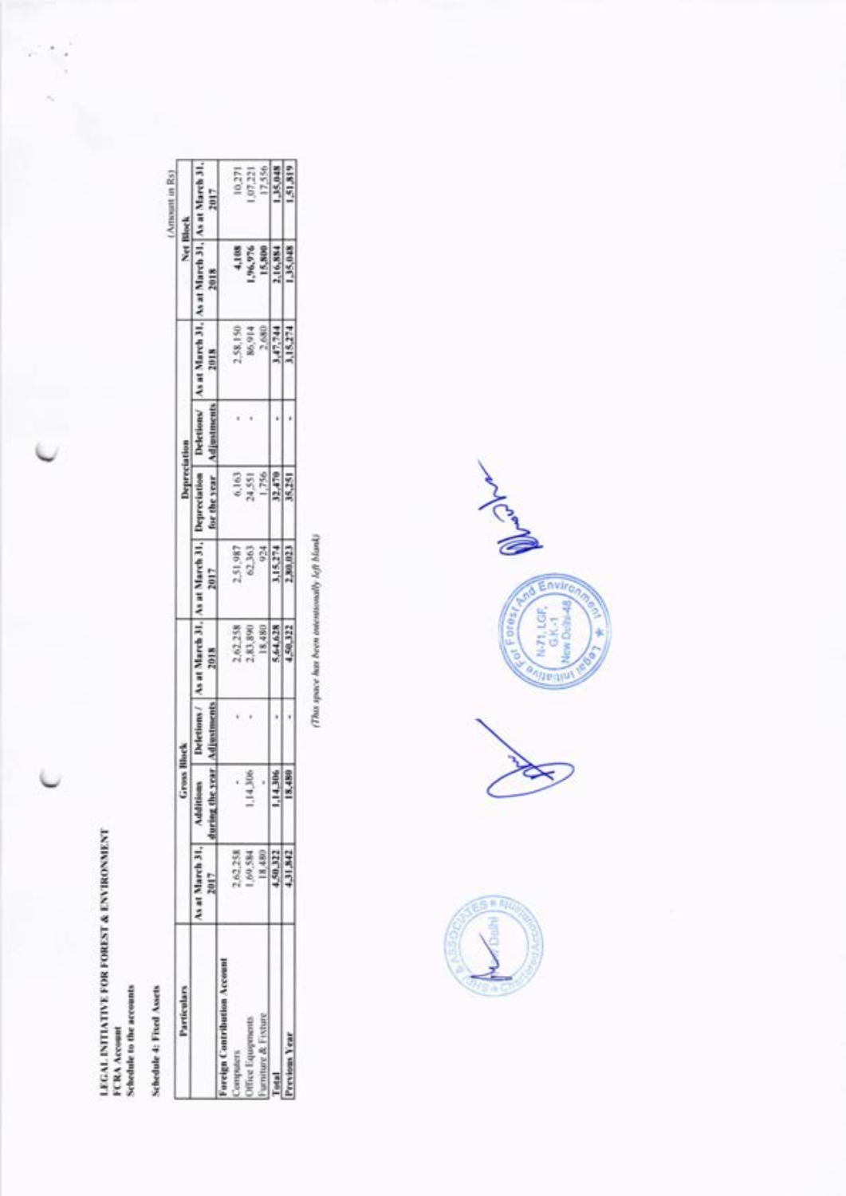**LEGAL INITIATIVE FOR FOREST & ENVIRONMENT**
**FCRA Account**
**Schedule to the accounts**

**Schedule 4: Fixed Assets**

(Amount in Rs)

| Particulars | Gross Block | | | | Depreciation | | | | Net Block | |
|---|---|---|---|---|---|---|---|---|---|---|
| | As at March 31, 2017 | Additions during the year | Deletions / Adjustments | As at March 31, 2018 | As at March 31, 2017 | Depreciation for the year | Deletions/ Adjustments | As at March 31, 2018 | As at March 31, 2018 | As at March 31, 2017 |
| **Foreign Contribution Account** | | | | | | | | | | |
| Computers | 2,62,258 | - | - | 2,62,258 | 2,51,987 | 6,163 | - | 2,58,150 | 4,108 | 10,271 |
| Office Equipments | 1,69,584 | 1,14,306 | - | 2,83,890 | 62,363 | 24,551 | - | 86,914 | 1,96,976 | 1,07,221 |
| Furniture & Fixture | 18,480 | - | | 18,480 | 924 | 1,756 | | 2,680 | 15,800 | 17,556 |
| **Total** | **4,50,322** | **1,14,306** | **-** | **5,64,628** | **3,15,274** | **32,470** | **-** | **3,47,744** | **2,16,884** | **1,35,048** |
| **Previous Year** | **4,31,842** | **18,480** | **-** | **4,50,322** | **2,80,023** | **35,251** | **-** | **3,15,274** | **1,35,048** | **1,51,819** |

*(This space has been intentionally left blank)*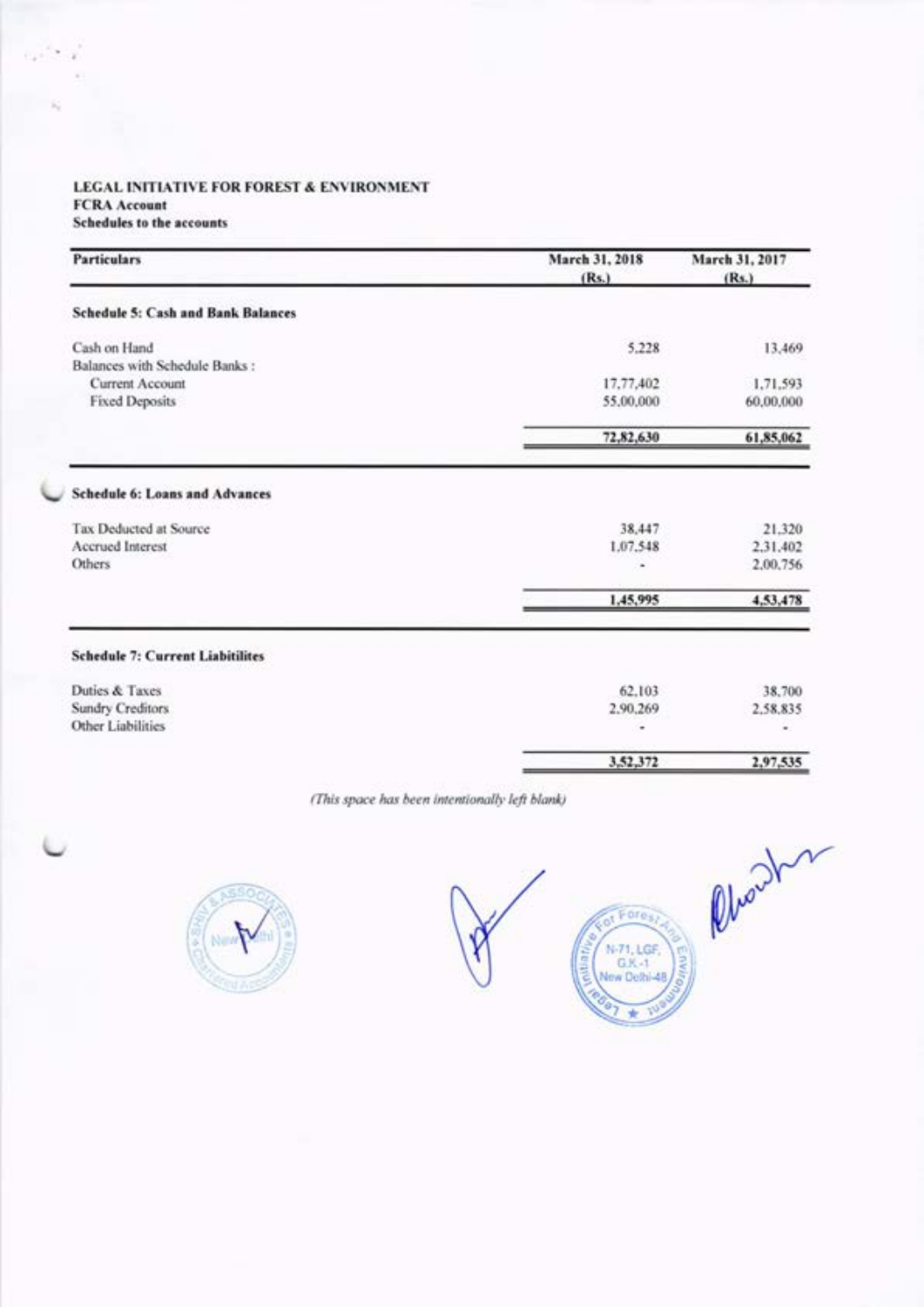**LEGAL INITIATIVE FOR FOREST & ENVIRONMENT**
**FCRA Account**
**Schedules to the accounts**

| Particulars | March 31, 2018 (Rs.) | March 31, 2017 (Rs.) |
|---|---|---|
| **Schedule 5: Cash and Bank Balances** | | |
| Cash on Hand | 5,228 | 13,469 |
| Balances with Schedule Banks : | | |
| Current Account | 17,77,402 | 1,71,593 |
| Fixed Deposits | 55,00,000 | 60,00,000 |
| | 72,82,630 | 61,85,062 |
| **Schedule 6: Loans and Advances** | | |
| Tax Deducted at Source | 38,447 | 21,320 |
| Accrued Interest | 1,07,548 | 2,31,402 |
| Others | - | 2,00,756 |
| | 1,45,995 | 4,53,478 |
| **Schedule 7: Current Liabitilites** | | |
| Duties & Taxes | 62,103 | 38,700 |
| Sundry Creditors | 2,90,269 | 2,58,835 |
| Other Liabilities | - | - |
| | 3,52,372 | 2,97,535 |

*(This space has been intentionally left blank)*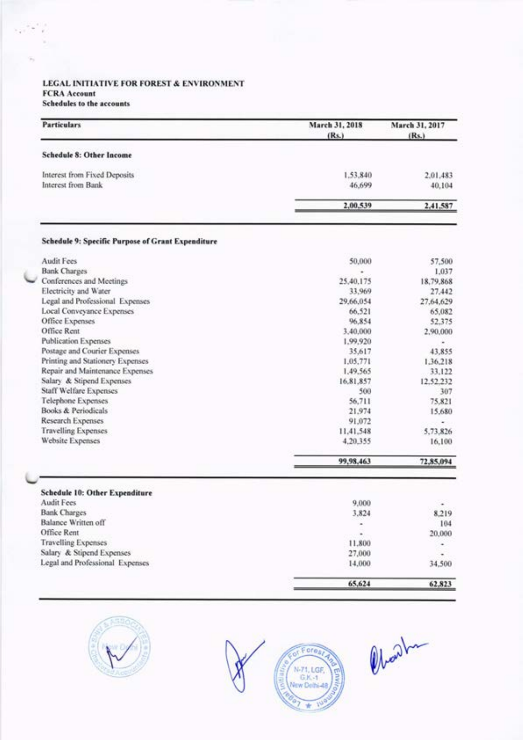**LEGAL INITIATIVE FOR FOREST & ENVIRONMENT**
**FCRA Account**
**Schedules to the accounts**

| Particulars | March 31, 2018 (Rs.) | March 31, 2017 (Rs.) |
|---|---|---|
| **Schedule 8: Other Income** | | |
| Interest from Fixed Deposits | 1,53,840 | 2,01,483 |
| Interest from Bank | 46,699 | 40,104 |
| | **2,00,539** | **2,41,587** |
| **Schedule 9: Specific Purpose of Grant Expenditure** | | |
| Audit Fees | 50,000 | 57,500 |
| Bank Charges | - | 1,037 |
| Conferences and Meetings | 25,40,175 | 18,79,868 |
| Electricity and Water | 33,969 | 27,442 |
| Legal and Professional Expenses | 29,66,054 | 27,64,629 |
| Local Conveyance Expenses | 66,521 | 65,082 |
| Office Expenses | 96,854 | 52,375 |
| Office Rent | 3,40,000 | 2,90,000 |
| Publication Expenses | 1,99,920 | - |
| Postage and Courier Expenses | 35,617 | 43,855 |
| Printing and Stationery Expenses | 1,05,771 | 1,36,218 |
| Repair and Maintenance Expenses | 1,49,565 | 33,122 |
| Salary & Stipend Expenses | 16,81,857 | 12,52,232 |
| Staff Welfare Expenses | 500 | 307 |
| Telephone Expenses | 56,711 | 75,821 |
| Books & Periodicals | 21,974 | 15,680 |
| Research Expenses | 91,072 | - |
| Travelling Expenses | 11,41,548 | 5,73,826 |
| Website Expenses | 4,20,355 | 16,100 |
| | **99,98,463** | **72,85,094** |
| **Schedule 10: Other Expenditure** | | |
| Audit Fees | 9,000 | - |
| Bank Charges | 3,824 | 8,219 |
| Balance Written off | - | 104 |
| Office Rent | - | 20,000 |
| Travelling Expenses | 11,800 | - |
| Salary & Stipend Expenses | 27,000 | - |
| Legal and Professional Expenses | 14,000 | 34,500 |
| | **65,624** | **62,823** |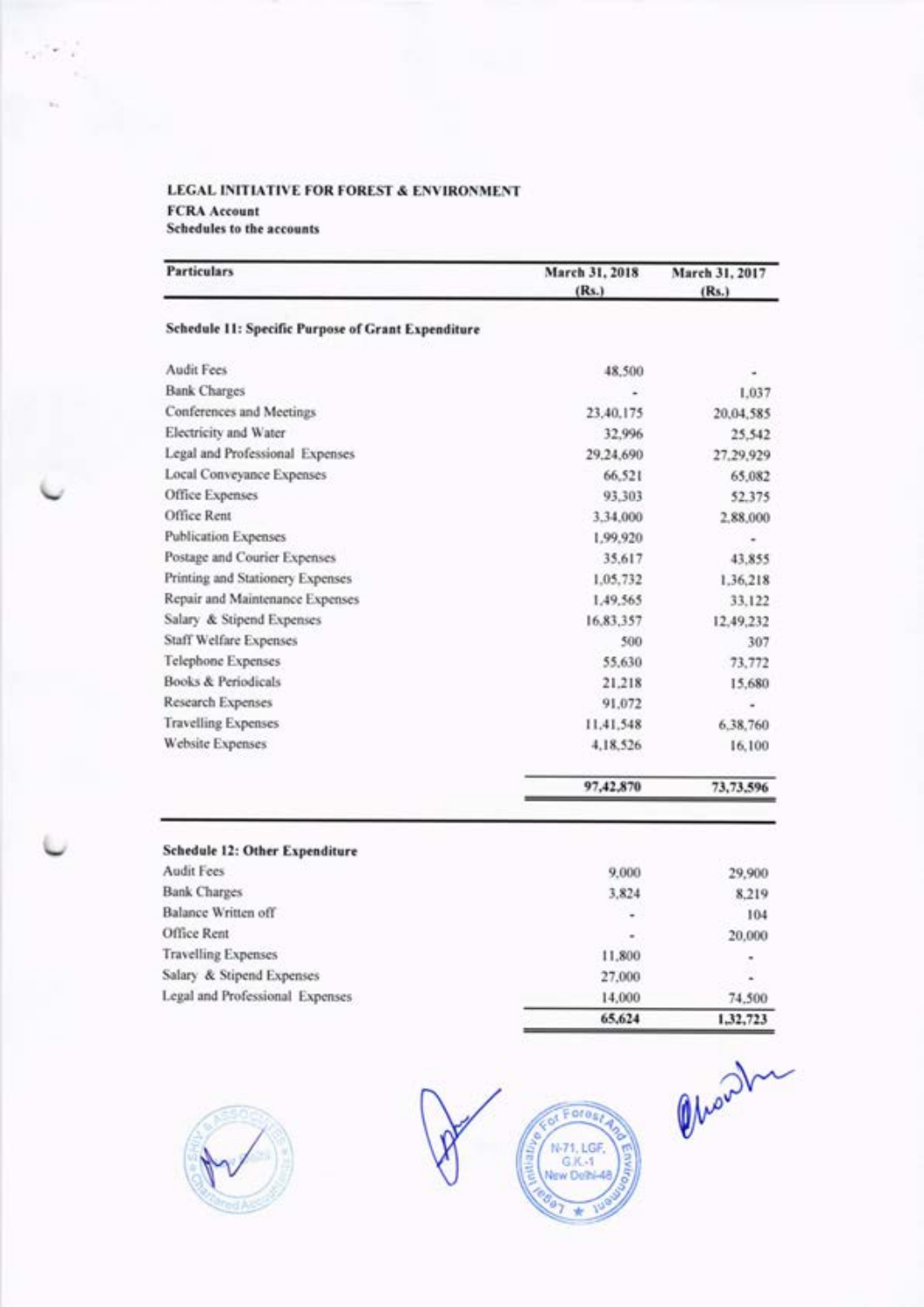**LEGAL INITIATIVE FOR FOREST & ENVIRONMENT**
**FCRA Account**
**Schedules to the accounts**

| Particulars | March 31, 2018 (Rs.) | March 31, 2017 (Rs.) |
|---|---|---|
| **Schedule 11: Specific Purpose of Grant Expenditure** | | |
| Audit Fees | 48,500 | - |
| Bank Charges | - | 1,037 |
| Conferences and Meetings | 23,40,175 | 20,04,585 |
| Electricity and Water | 32,996 | 25,542 |
| Legal and Professional Expenses | 29,24,690 | 27,29,929 |
| Local Conveyance Expenses | 66,521 | 65,082 |
| Office Expenses | 93,303 | 52,375 |
| Office Rent | 3,34,000 | 2,88,000 |
| Publication Expenses | 1,99,920 | - |
| Postage and Courier Expenses | 35,617 | 43,855 |
| Printing and Stationery Expenses | 1,05,732 | 1,36,218 |
| Repair and Maintenance Expenses | 1,49,565 | 33,122 |
| Salary & Stipend Expenses | 16,83,357 | 12,49,232 |
| Staff Welfare Expenses | 500 | 307 |
| Telephone Expenses | 55,630 | 73,772 |
| Books & Periodicals | 21,218 | 15,680 |
| Research Expenses | 91,072 | - |
| Travelling Expenses | 11,41,548 | 6,38,760 |
| Website Expenses | 4,18,526 | 16,100 |
| | **97,42,870** | **73,73,596** |

| Particulars | March 31, 2018 (Rs.) | March 31, 2017 (Rs.) |
|---|---|---|
| **Schedule 12: Other Expenditure** | | |
| Audit Fees | 9,000 | 29,900 |
| Bank Charges | 3,824 | 8,219 |
| Balance Written off | - | 104 |
| Office Rent | - | 20,000 |
| Travelling Expenses | 11,800 | - |
| Salary & Stipend Expenses | 27,000 | - |
| Legal and Professional Expenses | 14,000 | 74,500 |
| | **65,624** | **1,32,723** |